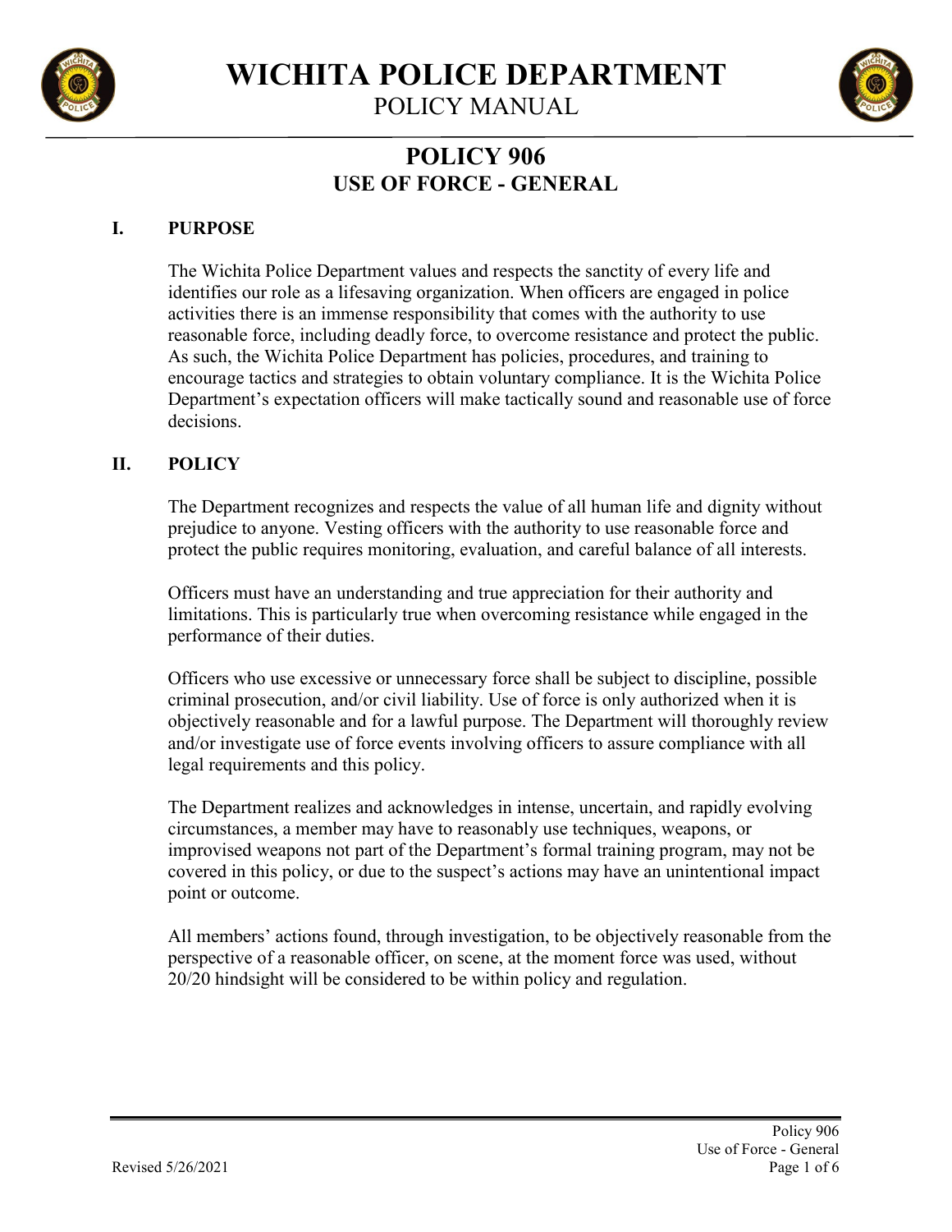# WICHITA POLICE DEPARTMENT

POLICY MANUAL

## POLICY 906
## USE OF FORCE - GENERAL

### I. PURPOSE

The Wichita Police Department values and respects the sanctity of every life and identifies our role as a lifesaving organization. When officers are engaged in police activities there is an immense responsibility that comes with the authority to use reasonable force, including deadly force, to overcome resistance and protect the public. As such, the Wichita Police Department has policies, procedures, and training to encourage tactics and strategies to obtain voluntary compliance. It is the Wichita Police Department's expectation officers will make tactically sound and reasonable use of force decisions.

### II. POLICY

The Department recognizes and respects the value of all human life and dignity without prejudice to anyone. Vesting officers with the authority to use reasonable force and protect the public requires monitoring, evaluation, and careful balance of all interests.

Officers must have an understanding and true appreciation for their authority and limitations. This is particularly true when overcoming resistance while engaged in the performance of their duties.

Officers who use excessive or unnecessary force shall be subject to discipline, possible criminal prosecution, and/or civil liability. Use of force is only authorized when it is objectively reasonable and for a lawful purpose. The Department will thoroughly review and/or investigate use of force events involving officers to assure compliance with all legal requirements and this policy.

The Department realizes and acknowledges in intense, uncertain, and rapidly evolving circumstances, a member may have to reasonably use techniques, weapons, or improvised weapons not part of the Department's formal training program, may not be covered in this policy, or due to the suspect's actions may have an unintentional impact point or outcome.

All members' actions found, through investigation, to be objectively reasonable from the perspective of a reasonable officer, on scene, at the moment force was used, without 20/20 hindsight will be considered to be within policy and regulation.

Revised 5/26/2021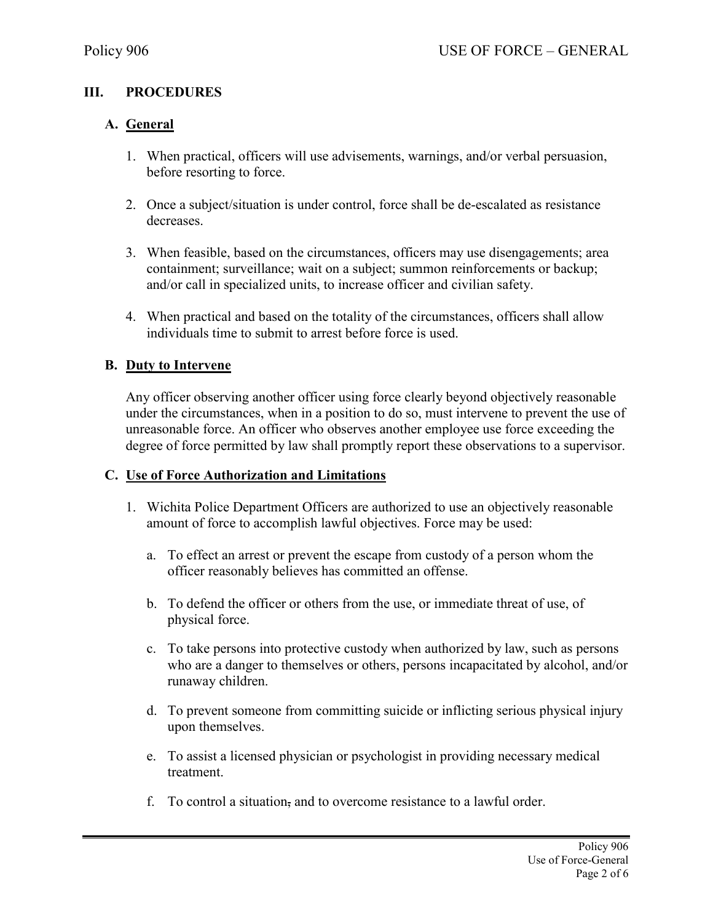## III. PROCEDURES

### A. General

1. When practical, officers will use advisements, warnings, and/or verbal persuasion, before resorting to force.

2. Once a subject/situation is under control, force shall be de-escalated as resistance decreases.

3. When feasible, based on the circumstances, officers may use disengagements; area containment; surveillance; wait on a subject; summon reinforcements or backup; and/or call in specialized units, to increase officer and civilian safety.

4. When practical and based on the totality of the circumstances, officers shall allow individuals time to submit to arrest before force is used.

### B. Duty to Intervene

Any officer observing another officer using force clearly beyond objectively reasonable under the circumstances, when in a position to do so, must intervene to prevent the use of unreasonable force. An officer who observes another employee use force exceeding the degree of force permitted by law shall promptly report these observations to a supervisor.

### C. Use of Force Authorization and Limitations

1. Wichita Police Department Officers are authorized to use an objectively reasonable amount of force to accomplish lawful objectives. Force may be used:

   a. To effect an arrest or prevent the escape from custody of a person whom the officer reasonably believes has committed an offense.

   b. To defend the officer or others from the use, or immediate threat of use, of physical force.

   c. To take persons into protective custody when authorized by law, such as persons who are a danger to themselves or others, persons incapacitated by alcohol, and/or runaway children.

   d. To prevent someone from committing suicide or inflicting serious physical injury upon themselves.

   e. To assist a licensed physician or psychologist in providing necessary medical treatment.

   f. To control a situation, and to overcome resistance to a lawful order.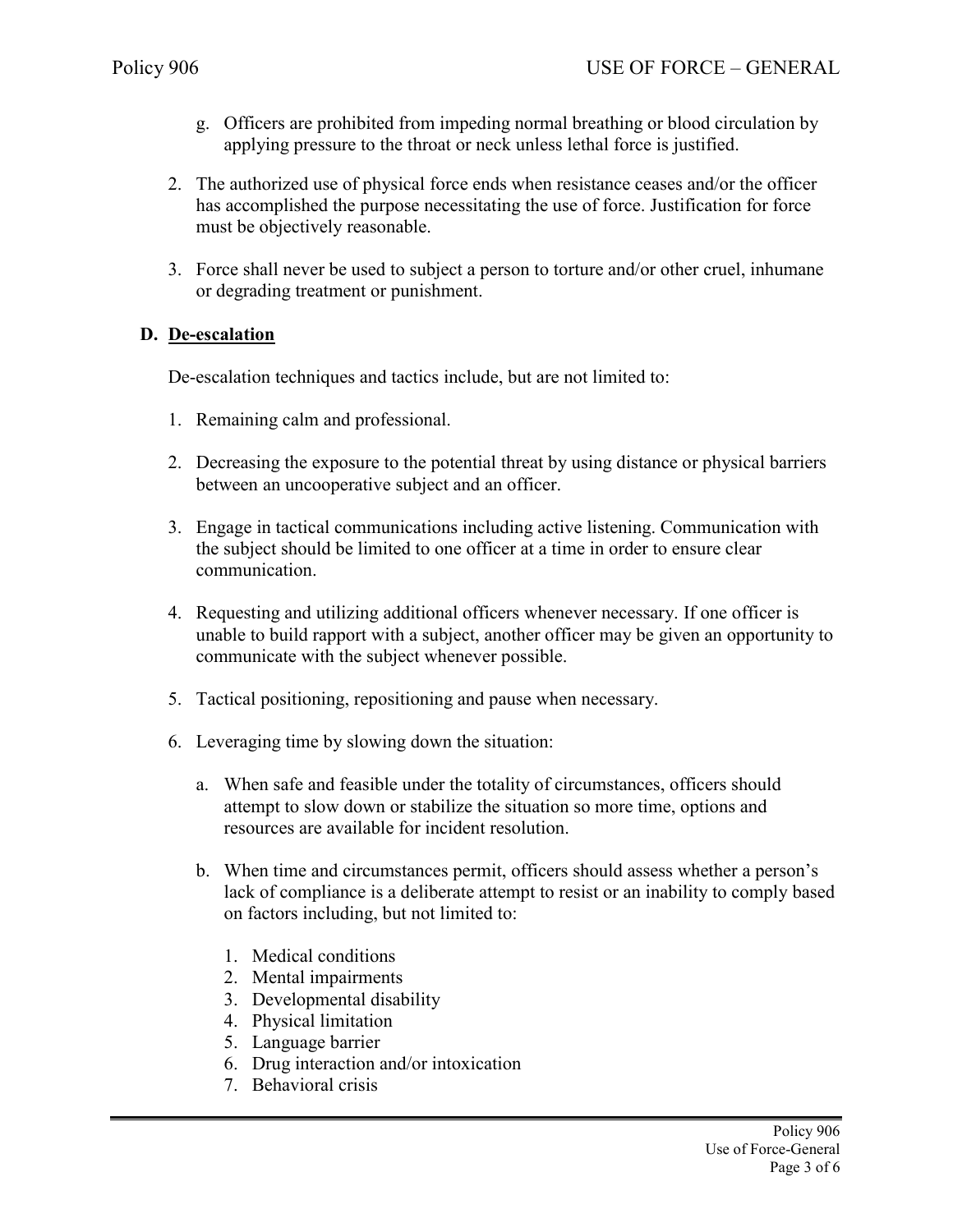g. Officers are prohibited from impeding normal breathing or blood circulation by applying pressure to the throat or neck unless lethal force is justified.

2. The authorized use of physical force ends when resistance ceases and/or the officer has accomplished the purpose necessitating the use of force. Justification for force must be objectively reasonable.

3. Force shall never be used to subject a person to torture and/or other cruel, inhumane or degrading treatment or punishment.

## D. De-escalation

De-escalation techniques and tactics include, but are not limited to:

1. Remaining calm and professional.

2. Decreasing the exposure to the potential threat by using distance or physical barriers between an uncooperative subject and an officer.

3. Engage in tactical communications including active listening. Communication with the subject should be limited to one officer at a time in order to ensure clear communication.

4. Requesting and utilizing additional officers whenever necessary. If one officer is unable to build rapport with a subject, another officer may be given an opportunity to communicate with the subject whenever possible.

5. Tactical positioning, repositioning and pause when necessary.

6. Leveraging time by slowing down the situation:

   a. When safe and feasible under the totality of circumstances, officers should attempt to slow down or stabilize the situation so more time, options and resources are available for incident resolution.

   b. When time and circumstances permit, officers should assess whether a person's lack of compliance is a deliberate attempt to resist or an inability to comply based on factors including, but not limited to:

      1. Medical conditions
      2. Mental impairments
      3. Developmental disability
      4. Physical limitation
      5. Language barrier
      6. Drug interaction and/or intoxication
      7. Behavioral crisis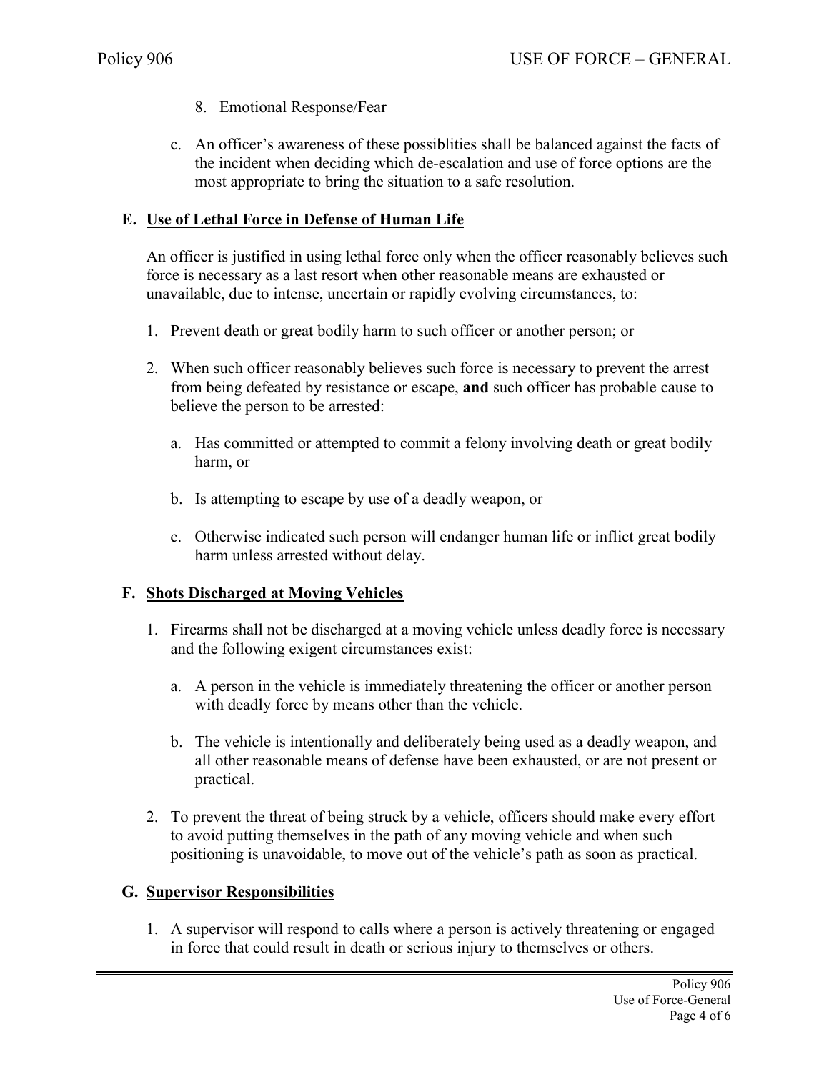8. Emotional Response/Fear

c. An officer's awareness of these possiblities shall be balanced against the facts of the incident when deciding which de-escalation and use of force options are the most appropriate to bring the situation to a safe resolution.

### E. Use of Lethal Force in Defense of Human Life

An officer is justified in using lethal force only when the officer reasonably believes such force is necessary as a last resort when other reasonable means are exhausted or unavailable, due to intense, uncertain or rapidly evolving circumstances, to:

1. Prevent death or great bodily harm to such officer or another person; or

2. When such officer reasonably believes such force is necessary to prevent the arrest from being defeated by resistance or escape, **and** such officer has probable cause to believe the person to be arrested:

   a. Has committed or attempted to commit a felony involving death or great bodily harm, or

   b. Is attempting to escape by use of a deadly weapon, or

   c. Otherwise indicated such person will endanger human life or inflict great bodily harm unless arrested without delay.

### F. Shots Discharged at Moving Vehicles

1. Firearms shall not be discharged at a moving vehicle unless deadly force is necessary and the following exigent circumstances exist:

   a. A person in the vehicle is immediately threatening the officer or another person with deadly force by means other than the vehicle.

   b. The vehicle is intentionally and deliberately being used as a deadly weapon, and all other reasonable means of defense have been exhausted, or are not present or practical.

2. To prevent the threat of being struck by a vehicle, officers should make every effort to avoid putting themselves in the path of any moving vehicle and when such positioning is unavoidable, to move out of the vehicle's path as soon as practical.

### G. Supervisor Responsibilities

1. A supervisor will respond to calls where a person is actively threatening or engaged in force that could result in death or serious injury to themselves or others.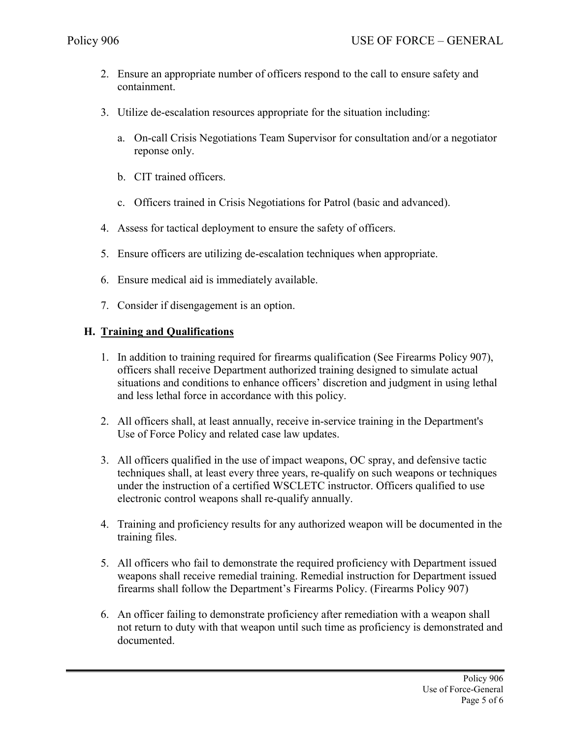2. Ensure an appropriate number of officers respond to the call to ensure safety and containment.

3. Utilize de-escalation resources appropriate for the situation including:

   a. On-call Crisis Negotiations Team Supervisor for consultation and/or a negotiator reponse only.

   b. CIT trained officers.

   c. Officers trained in Crisis Negotiations for Patrol (basic and advanced).

4. Assess for tactical deployment to ensure the safety of officers.

5. Ensure officers are utilizing de-escalation techniques when appropriate.

6. Ensure medical aid is immediately available.

7. Consider if disengagement is an option.

### H. <u>Training and Qualifications</u>

1. In addition to training required for firearms qualification (See Firearms Policy 907), officers shall receive Department authorized training designed to simulate actual situations and conditions to enhance officers' discretion and judgment in using lethal and less lethal force in accordance with this policy.

2. All officers shall, at least annually, receive in-service training in the Department's Use of Force Policy and related case law updates.

3. All officers qualified in the use of impact weapons, OC spray, and defensive tactic techniques shall, at least every three years, re-qualify on such weapons or techniques under the instruction of a certified WSCLETC instructor. Officers qualified to use electronic control weapons shall re-qualify annually.

4. Training and proficiency results for any authorized weapon will be documented in the training files.

5. All officers who fail to demonstrate the required proficiency with Department issued weapons shall receive remedial training. Remedial instruction for Department issued firearms shall follow the Department's Firearms Policy. (Firearms Policy 907)

6. An officer failing to demonstrate proficiency after remediation with a weapon shall not return to duty with that weapon until such time as proficiency is demonstrated and documented.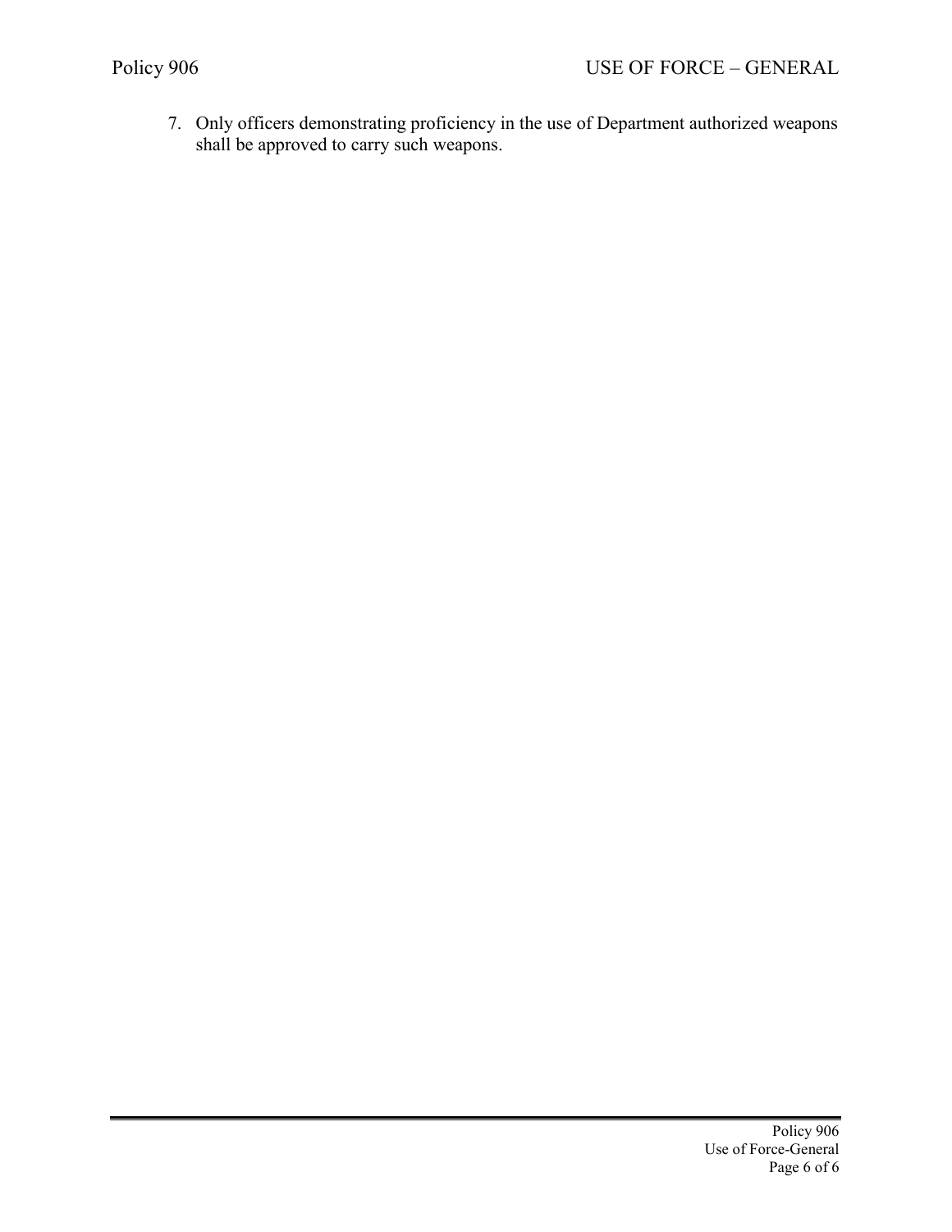7. Only officers demonstrating proficiency in the use of Department authorized weapons shall be approved to carry such weapons.